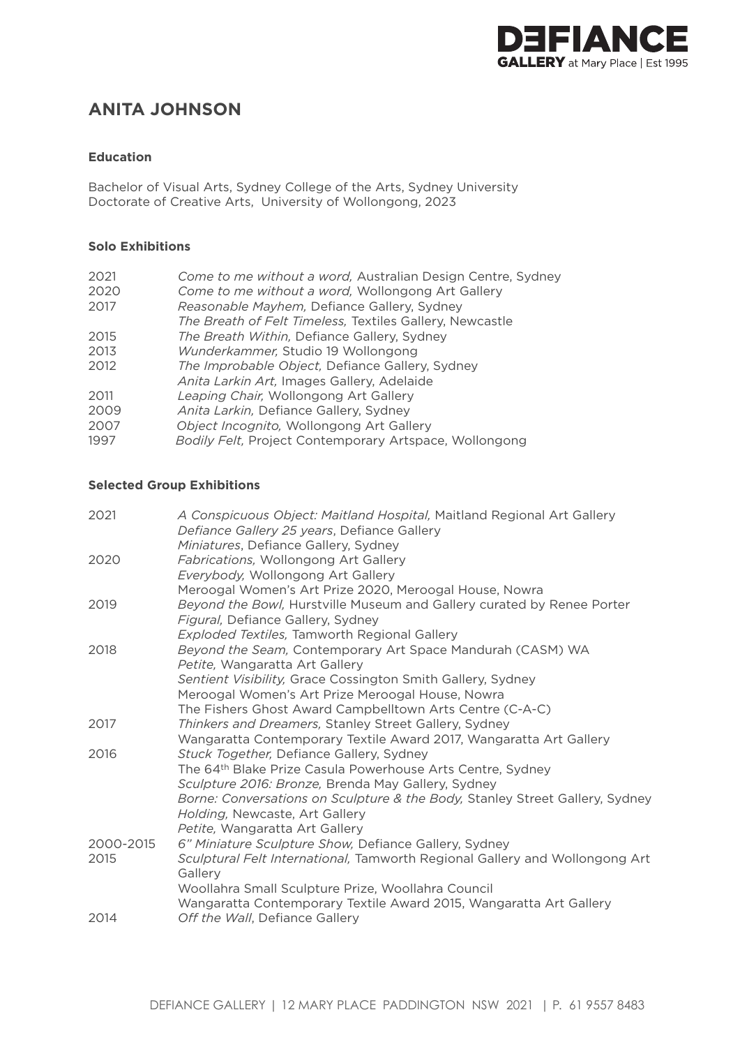# ANITA JOHNSON

### Education

Bachelor of Visual Arts, Sydney College of the Arts, Sydney University
Doctorate of Creative Arts, University of Wollongong, 2023

### Solo Exhibitions

| | |
|---|---|
| 2021 | *Come to me without a word,* Australian Design Centre, Sydney |
| 2020 | *Come to me without a word,* Wollongong Art Gallery |
| 2017 | *Reasonable Mayhem,* Defiance Gallery, Sydney |
| | *The Breath of Felt Timeless,* Textiles Gallery, Newcastle |
| 2015 | *The Breath Within,* Defiance Gallery, Sydney |
| 2013 | *Wunderkammer,* Studio 19 Wollongong |
| 2012 | *The Improbable Object,* Defiance Gallery, Sydney |
| | *Anita Larkin Art,* Images Gallery, Adelaide |
| 2011 | *Leaping Chair,* Wollongong Art Gallery |
| 2009 | *Anita Larkin,* Defiance Gallery, Sydney |
| 2007 | *Object Incognito,* Wollongong Art Gallery |
| 1997 | *Bodily Felt,* Project Contemporary Artspace, Wollongong |

### Selected Group Exhibitions

| | |
|---|---|
| 2021 | *A Conspicuous Object: Maitland Hospital,* Maitland Regional Art Gallery |
| | *Defiance Gallery 25 years*, Defiance Gallery |
| | *Miniatures*, Defiance Gallery, Sydney |
| 2020 | *Fabrications,* Wollongong Art Gallery |
| | *Everybody,* Wollongong Art Gallery |
| | Meroogal Women's Art Prize 2020, Meroogal House, Nowra |
| 2019 | *Beyond the Bowl,* Hurstville Museum and Gallery curated by Renee Porter |
| | *Figural,* Defiance Gallery, Sydney |
| | *Exploded Textiles,* Tamworth Regional Gallery |
| 2018 | *Beyond the Seam,* Contemporary Art Space Mandurah (CASM) WA |
| | *Petite,* Wangaratta Art Gallery |
| | *Sentient Visibility,* Grace Cossington Smith Gallery, Sydney |
| | Meroogal Women's Art Prize Meroogal House, Nowra |
| | The Fishers Ghost Award Campbelltown Arts Centre (C-A-C) |
| 2017 | *Thinkers and Dreamers,* Stanley Street Gallery, Sydney |
| | Wangaratta Contemporary Textile Award 2017, Wangaratta Art Gallery |
| 2016 | *Stuck Together,* Defiance Gallery, Sydney |
| | The 64th Blake Prize Casula Powerhouse Arts Centre, Sydney |
| | *Sculpture 2016: Bronze,* Brenda May Gallery, Sydney |
| | *Borne: Conversations on Sculpture & the Body,* Stanley Street Gallery, Sydney |
| | *Holding,* Newcaste, Art Gallery |
| | *Petite,* Wangaratta Art Gallery |
| 2000-2015 | *6" Miniature Sculpture Show,* Defiance Gallery, Sydney |
| 2015 | *Sculptural Felt International,* Tamworth Regional Gallery and Wollongong Art Gallery |
| | Woollahra Small Sculpture Prize, Woollahra Council |
| | Wangaratta Contemporary Textile Award 2015, Wangaratta Art Gallery |
| 2014 | *Off the Wall*, Defiance Gallery |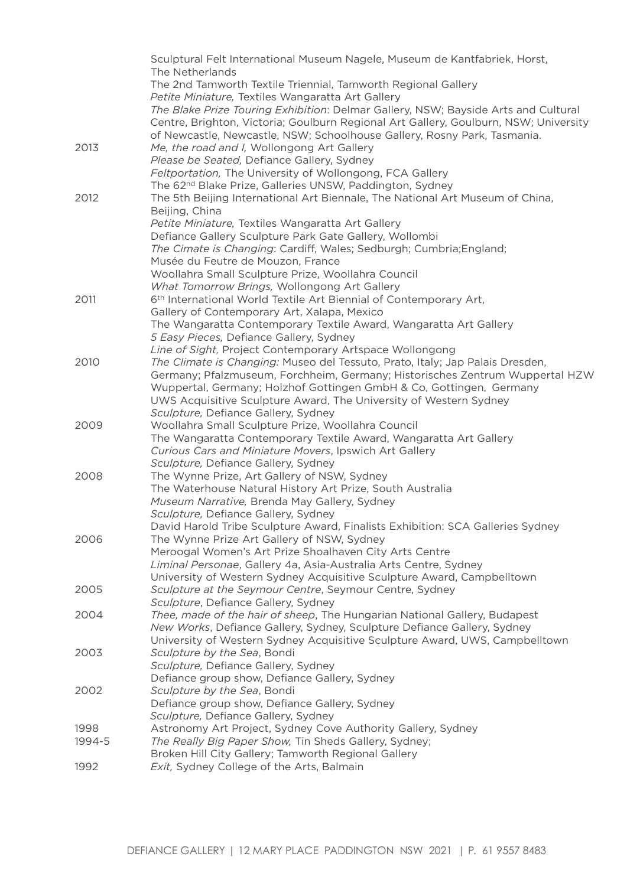| | |
|---|---|
| | Sculptural Felt International Museum Nagele, Museum de Kantfabriek, Horst, The Netherlands |
| | The 2nd Tamworth Textile Triennial, Tamworth Regional Gallery |
| | *Petite Miniature,* Textiles Wangaratta Art Gallery |
| | *The Blake Prize Touring Exhibition*: Delmar Gallery, NSW; Bayside Arts and Cultural Centre, Brighton, Victoria; Goulburn Regional Art Gallery, Goulburn, NSW; University of Newcastle, Newcastle, NSW; Schoolhouse Gallery, Rosny Park, Tasmania. |
| 2013 | *Me, the road and I,* Wollongong Art Gallery |
| | *Please be Seated,* Defiance Gallery, Sydney |
| | *Feltportation,* The University of Wollongong, FCA Gallery |
| | The 62nd Blake Prize, Galleries UNSW, Paddington, Sydney |
| 2012 | The 5th Beijing International Art Biennale, The National Art Museum of China, Beijing, China |
| | *Petite Miniature,* Textiles Wangaratta Art Gallery |
| | Defiance Gallery Sculpture Park Gate Gallery, Wollombi |
| | *The Cimate is Changing*: Cardiff, Wales; Sedburgh; Cumbria;England; Musée du Feutre de Mouzon, France |
| | Woollahra Small Sculpture Prize, Woollahra Council |
| | *What Tomorrow Brings,* Wollongong Art Gallery |
| 2011 | 6th International World Textile Art Biennial of Contemporary Art, Gallery of Contemporary Art, Xalapa, Mexico |
| | The Wangaratta Contemporary Textile Award, Wangaratta Art Gallery |
| | *5 Easy Pieces,* Defiance Gallery, Sydney |
| | *Line of Sight,* Project Contemporary Artspace Wollongong |
| 2010 | *The Climate is Changing:* Museo del Tessuto, Prato, Italy; Jap Palais Dresden, Germany; Pfalzmuseum, Forchheim, Germany; Historisches Zentrum Wuppertal HZW Wuppertal, Germany; Holzhof Gottingen GmbH & Co, Gottingen, Germany |
| | UWS Acquisitive Sculpture Award, The University of Western Sydney |
| | *Sculpture,* Defiance Gallery, Sydney |
| 2009 | Woollahra Small Sculpture Prize, Woollahra Council |
| | The Wangaratta Contemporary Textile Award, Wangaratta Art Gallery |
| | *Curious Cars and Miniature Movers*, Ipswich Art Gallery |
| | *Sculpture,* Defiance Gallery, Sydney |
| 2008 | The Wynne Prize, Art Gallery of NSW, Sydney |
| | The Waterhouse Natural History Art Prize, South Australia |
| | *Museum Narrative,* Brenda May Gallery, Sydney |
| | *Sculpture,* Defiance Gallery, Sydney |
| | David Harold Tribe Sculpture Award, Finalists Exhibition: SCA Galleries Sydney |
| 2006 | The Wynne Prize Art Gallery of NSW, Sydney |
| | Meroogal Women's Art Prize Shoalhaven City Arts Centre |
| | *Liminal Personae*, Gallery 4a, Asia-Australia Arts Centre, Sydney |
| | University of Western Sydney Acquisitive Sculpture Award, Campbelltown |
| 2005 | *Sculpture at the Seymour Centre*, Seymour Centre, Sydney |
| | *Sculpture*, Defiance Gallery, Sydney |
| 2004 | *Thee, made of the hair of sheep*, The Hungarian National Gallery, Budapest |
| | *New Works*, Defiance Gallery, Sydney, Sculpture Defiance Gallery, Sydney |
| | University of Western Sydney Acquisitive Sculpture Award, UWS, Campbelltown |
| 2003 | *Sculpture by the Sea*, Bondi |
| | *Sculpture,* Defiance Gallery, Sydney |
| | Defiance group show, Defiance Gallery, Sydney |
| 2002 | *Sculpture by the Sea*, Bondi |
| | Defiance group show, Defiance Gallery, Sydney |
| | *Sculpture,* Defiance Gallery, Sydney |
| 1998 | Astronomy Art Project, Sydney Cove Authority Gallery, Sydney |
| 1994-5 | *The Really Big Paper Show,* Tin Sheds Gallery, Sydney; Broken Hill City Gallery; Tamworth Regional Gallery |
| 1992 | *Exit,* Sydney College of the Arts, Balmain |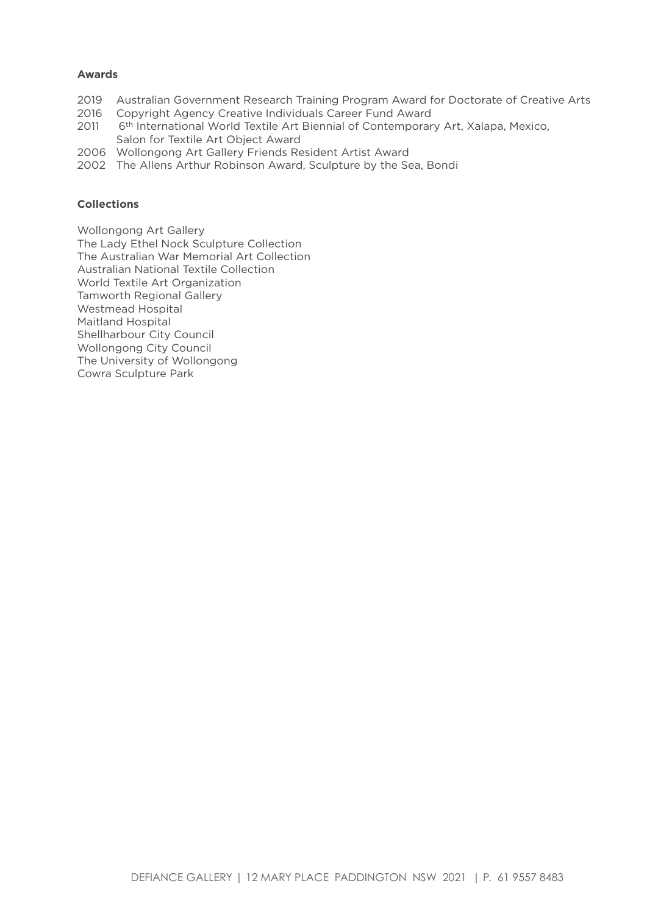**Awards**

2019 Australian Government Research Training Program Award for Doctorate of Creative Arts
2016 Copyright Agency Creative Individuals Career Fund Award
2011 6th International World Textile Art Biennial of Contemporary Art, Xalapa, Mexico, Salon for Textile Art Object Award
2006 Wollongong Art Gallery Friends Resident Artist Award
2002 The Allens Arthur Robinson Award, Sculpture by the Sea, Bondi

**Collections**

Wollongong Art Gallery
The Lady Ethel Nock Sculpture Collection
The Australian War Memorial Art Collection
Australian National Textile Collection
World Textile Art Organization
Tamworth Regional Gallery
Westmead Hospital
Maitland Hospital
Shellharbour City Council
Wollongong City Council
The University of Wollongong
Cowra Sculpture Park